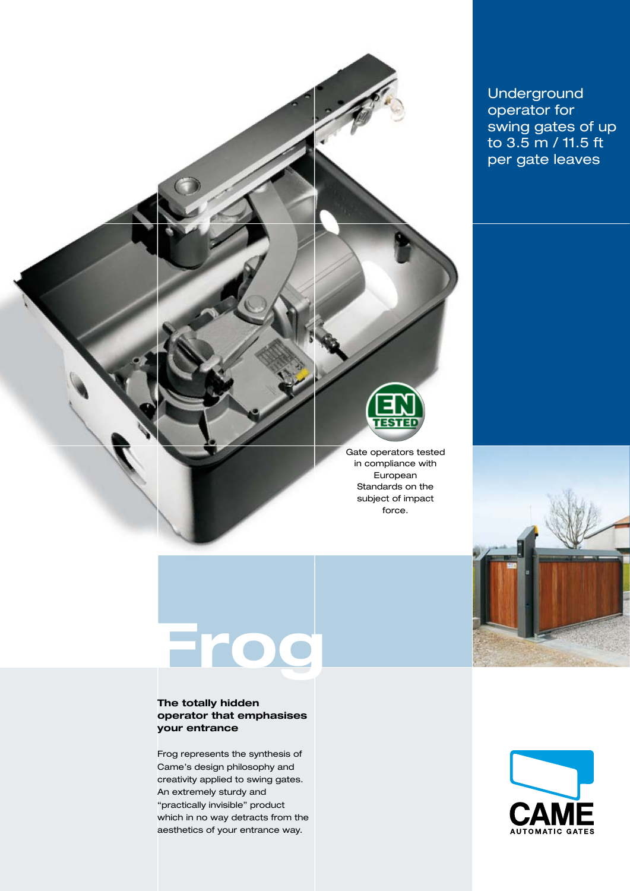Underground operator for swing gates of up to 3.5 m / 11.5 ft per gate leaves

Gate operators tested in compliance with European Standards on the subject of impact force.

# Frog

### The totally hidden operator that emphasises your entrance

Frog represents the synthesis of Came's design philosophy and creativity applied to swing gates. An extremely sturdy and "practically invisible" product which in no way detracts from the aesthetics of your entrance way.

CAME AUTOMATIC GATES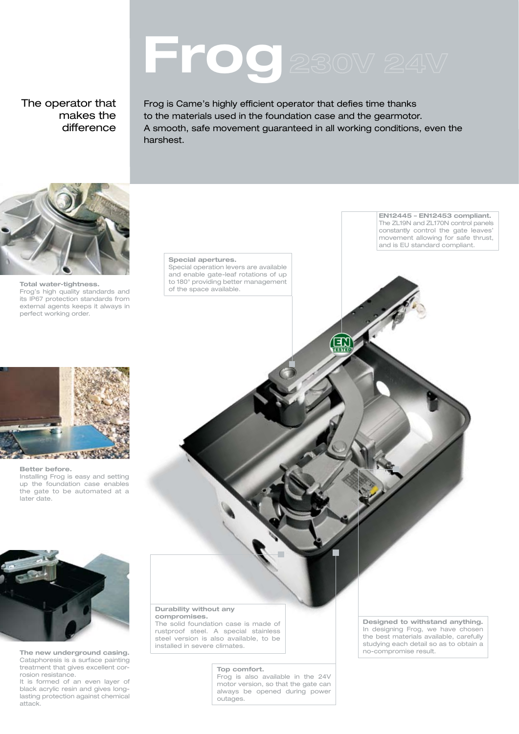# Frog 230V 24V

## The operator that makes the difference

Frog is Came's highly efficient operator that defies time thanks to the materials used in the foundation case and the gearmotor.
A smooth, safe movement guaranteed in all working conditions, even the harshest.

**Total water-tightness.**
Frog's high quality standards and its IP67 protection standards from external agents keeps it always in perfect working order.

**Better before.**
Installing Frog is easy and setting up the foundation case enables the gate to be automated at a later date.

**The new underground casing.**
Cataphoresis is a surface painting treatment that gives excellent corrosion resistance.
It is formed of an even layer of black acrylic resin and gives long-lasting protection against chemical attack.

**EN12445 – EN12453 compliant.**
The ZL19N and ZL170N control panels constantly control the gate leaves' movement allowing for safe thrust, and is EU standard compliant.

**Special apertures.**
Special operation levers are available and enable gate-leaf rotations of up to 180° providing better management of the space available.

**Durability without any compromises.**
The solid foundation case is made of rustproof steel. A special stainless steel version is also available, to be installed in severe climates.

**Designed to withstand anything.**
In designing Frog, we have chosen the best materials available, carefully studying each detail so as to obtain a no-compromise result.

**Top comfort.**
Frog is also available in the 24V motor version, so that the gate can always be opened during power outages.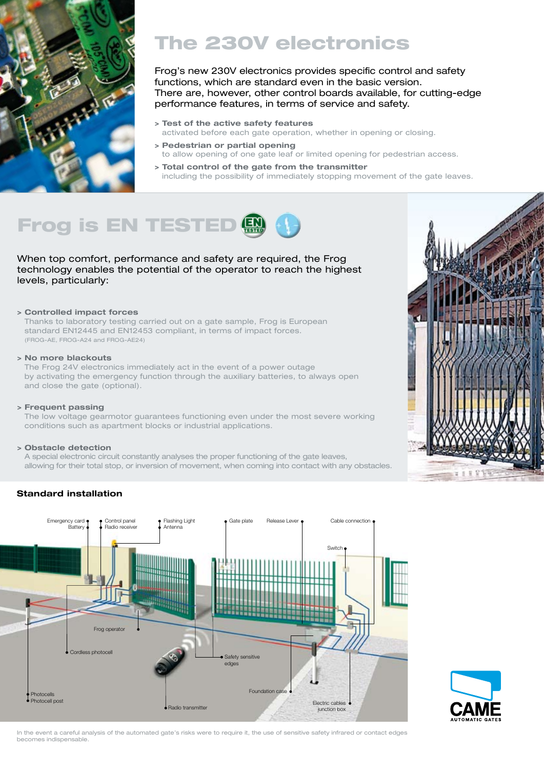# The 230V electronics

Frog's new 230V electronics provides specific control and safety functions, which are standard even in the basic version.
There are, however, other control boards available, for cutting-edge performance features, in terms of service and safety.

- **Test of the active safety features**
  activated before each gate operation, whether in opening or closing.
- **Pedestrian or partial opening**
  to allow opening of one gate leaf or limited opening for pedestrian access.
- **Total control of the gate from the transmitter**
  including the possibility of immediately stopping movement of the gate leaves.

# Frog is EN TESTED

When top comfort, performance and safety are required, the Frog technology enables the potential of the operator to reach the highest levels, particularly:

- **Controlled impact forces**
  Thanks to laboratory testing carried out on a gate sample, Frog is European standard EN12445 and EN12453 compliant, in terms of impact forces.
  (FROG-AE, FROG-A24 and FROG-AE24)
- **No more blackouts**
  The Frog 24V electronics immediately act in the event of a power outage by activating the emergency function through the auxiliary batteries, to always open and close the gate (optional).
- **Frequent passing**
  The low voltage gearmotor guarantees functioning even under the most severe working conditions such as apartment blocks or industrial applications.
- **Obstacle detection**
  A special electronic circuit constantly analyses the proper functioning of the gate leaves, allowing for their total stop, or inversion of movement, when coming into contact with any obstacles.

## Standard installation

Emergency card, Battery, Control panel, Radio receiver, Flashing Light, Antenna, Gate plate, Release Lever, Cable connection, Switch, Frog operator, Cordless photocell, Safety sensitive edges, Photocells, Photocell post, Radio transmitter, Foundation case, Electric cables junction box

In the event a careful analysis of the automated gate's risks were to require it, the use of sensitive safety infrared or contact edges becomes indispensable.

CAME AUTOMATIC GATES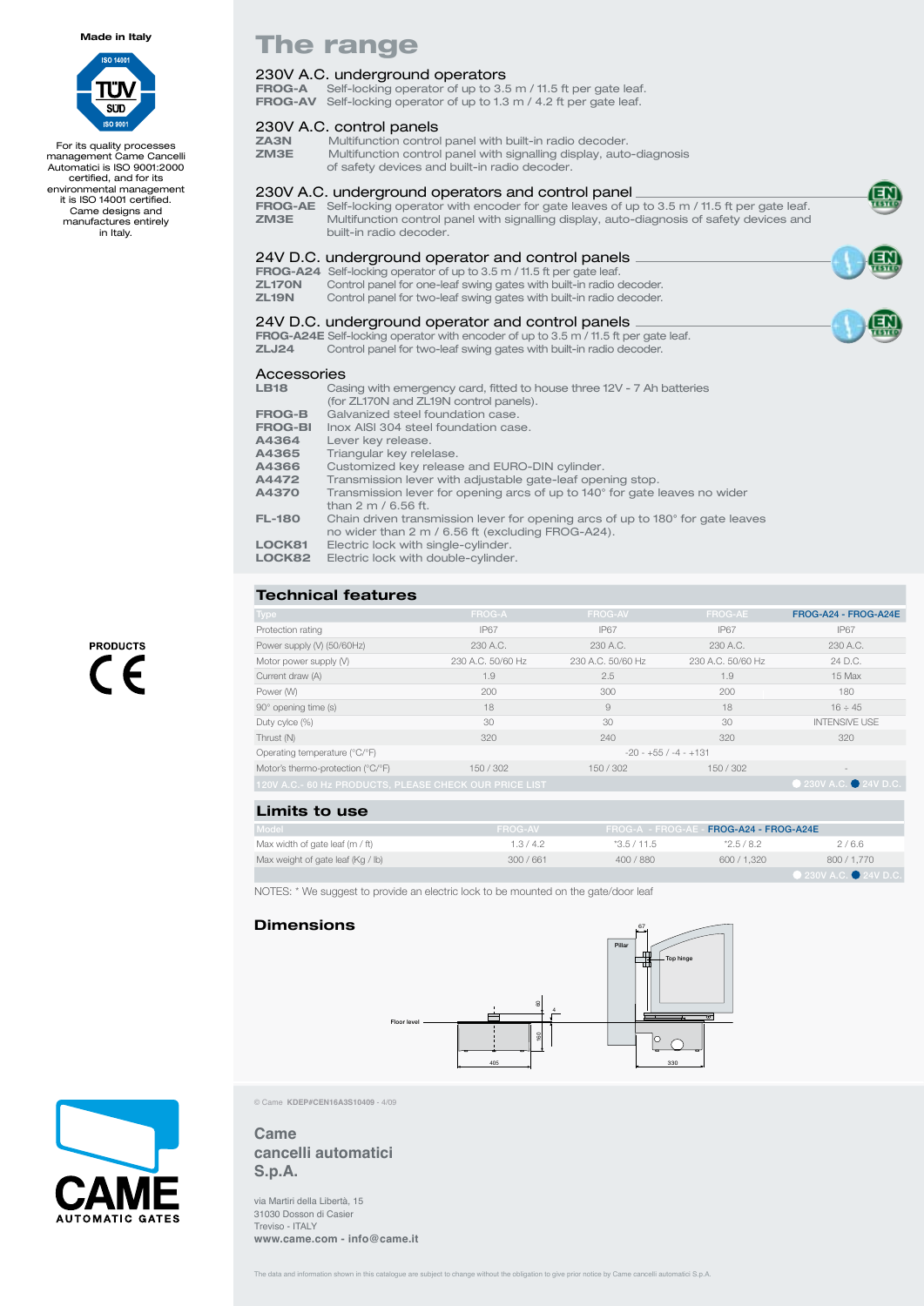Made in Italy

ISO 14001
TÜV SÜD
ISO 9001

For its quality processes management Came Cancelli Automatici is ISO 9001:2000 certified, and for its environmental management it is ISO 14001 certified. Came designs and manufactures entirely in Italy.

PRODUCTS
CE

# The range

### 230V A.C. underground operators

**FROG-A** Self-locking operator of up to 3.5 m / 11.5 ft per gate leaf.
**FROG-AV** Self-locking operator of up to 1.3 m / 4.2 ft per gate leaf.

### 230V A.C. control panels

**ZA3N** Multifunction control panel with built-in radio decoder.
**ZM3E** Multifunction control panel with signalling display, auto-diagnosis of safety devices and built-in radio decoder.

### 230V A.C. underground operators and control panel

**FROG-AE** Self-locking operator with encoder for gate leaves of up to 3.5 m / 11.5 ft per gate leaf.
**ZM3E** Multifunction control panel with signalling display, auto-diagnosis of safety devices and built-in radio decoder.

### 24V D.C. underground operator and control panels

**FROG-A24** Self-locking operator of up to 3.5 m / 11.5 ft per gate leaf.
**ZL170N** Control panel for one-leaf swing gates with built-in radio decoder.
**ZL19N** Control panel for two-leaf swing gates with built-in radio decoder.

### 24V D.C. underground operator and control panels

**FROG-A24E** Self-locking operator with encoder of up to 3.5 m / 11.5 ft per gate leaf.
**ZLJ24** Control panel for two-leaf swing gates with built-in radio decoder.

### Accessories

**LB18** Casing with emergency card, fitted to house three 12V - 7 Ah batteries (for ZL170N and ZL19N control panels).
**FROG-B** Galvanized steel foundation case.
**FROG-BI** Inox AISI 304 steel foundation case.
**A4364** Lever key release.
**A4365** Triangular key relelase.
**A4366** Customized key release and EURO-DIN cylinder.
**A4472** Transmission lever with adjustable gate-leaf opening stop.
**A4370** Transmission lever for opening arcs of up to 140° for gate leaves no wider than 2 m / 6.56 ft.
**FL-180** Chain driven transmission lever for opening arcs of up to 180° for gate leaves no wider than 2 m / 6.56 ft (excluding FROG-A24).
**LOCK81** Electric lock with single-cylinder.
**LOCK82** Electric lock with double-cylinder.

## Technical features

| Type | FROG-A | FROG-AV | FROG-AE | FROG-A24 - FROG-A24E |
|---|---|---|---|---|
| Protection rating | IP67 | IP67 | IP67 | IP67 |
| Power supply (V) (50/60Hz) | 230 A.C. | 230 A.C. | 230 A.C. | 230 A.C. |
| Motor power supply (V) | 230 A.C. 50/60 Hz | 230 A.C. 50/60 Hz | 230 A.C. 50/60 Hz | 24 D.C. |
| Current draw (A) | 1.9 | 2.5 | 1.9 | 15 Max |
| Power (W) | 200 | 300 | 200 | 180 |
| 90° opening time (s) | 18 | 9 | 18 | 16 ÷ 45 |
| Duty cylce (%) | 30 | 30 | 30 | INTENSIVE USE |
| Thrust (N) | 320 | 240 | 320 | 320 |
| Operating temperature (°C/°F) | -20 - +55 / -4 - +131 | | | |
| Motor's thermo-protection (°C/°F) | 150 / 302 | 150 / 302 | 150 / 302 | - |

120V A.C. - 60 Hz PRODUCTS, PLEASE CHECK OUR PRICE LIST

● 230V A.C. ● 24V D.C.

## Limits to use

| Model | FROG-AV | FROG-A - FROG-AE - FROG-A24 - FROG-A24E | | |
|---|---|---|---|---|
| Max width of gate leaf (m / ft) | 1.3 / 4.2 | *3.5 / 11.5 | *2.5 / 8.2 | 2 / 6.6 |
| Max weight of gate leaf (Kg / lb) | 300 / 661 | 400 / 880 | 600 / 1,320 | 800 / 1,770 |

● 230V A.C. ● 24V D.C.

NOTES: * We suggest to provide an electric lock to be mounted on the gate/door leaf

## Dimensions

Floor level
Pillar
Top hinge
67
60
4
160
405
330

© Came KDEP#CEN16A3S10409 - 4/09

**Came cancelli automatici S.p.A.**

via Martiri della Libertà, 15
31030 Dosson di Casier
Treviso - ITALY
**www.came.com - info@came.it**

CAME AUTOMATIC GATES

The data and information shown in this catalogue are subject to change without the obligation to give prior notice by Came cancelli automatici S.p.A.